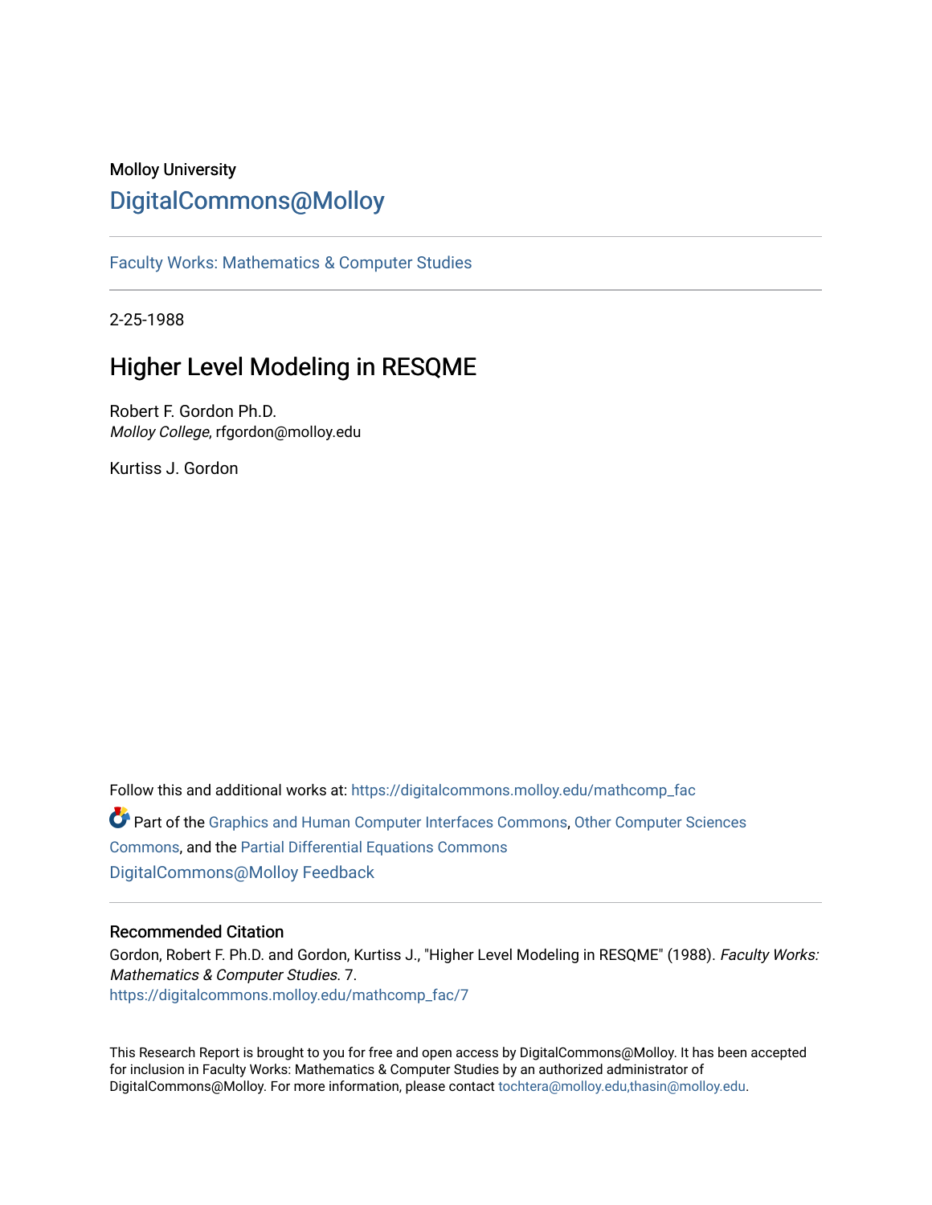Molloy University

# DigitalCommons@Molloy

Faculty Works: Mathematics & Computer Studies

2-25-1988

## Higher Level Modeling in RESQME

Robert F. Gordon Ph.D.
*Molloy College*, rfgordon@molloy.edu

Kurtiss J. Gordon

Follow this and additional works at: https://digitalcommons.molloy.edu/mathcomp_fac

Part of the Graphics and Human Computer Interfaces Commons, Other Computer Sciences Commons, and the Partial Differential Equations Commons

DigitalCommons@Molloy Feedback

### Recommended Citation

Gordon, Robert F. Ph.D. and Gordon, Kurtiss J., "Higher Level Modeling in RESQME" (1988). *Faculty Works: Mathematics & Computer Studies*. 7.
https://digitalcommons.molloy.edu/mathcomp_fac/7

This Research Report is brought to you for free and open access by DigitalCommons@Molloy. It has been accepted for inclusion in Faculty Works: Mathematics & Computer Studies by an authorized administrator of DigitalCommons@Molloy. For more information, please contact tochtera@molloy.edu,thasin@molloy.edu.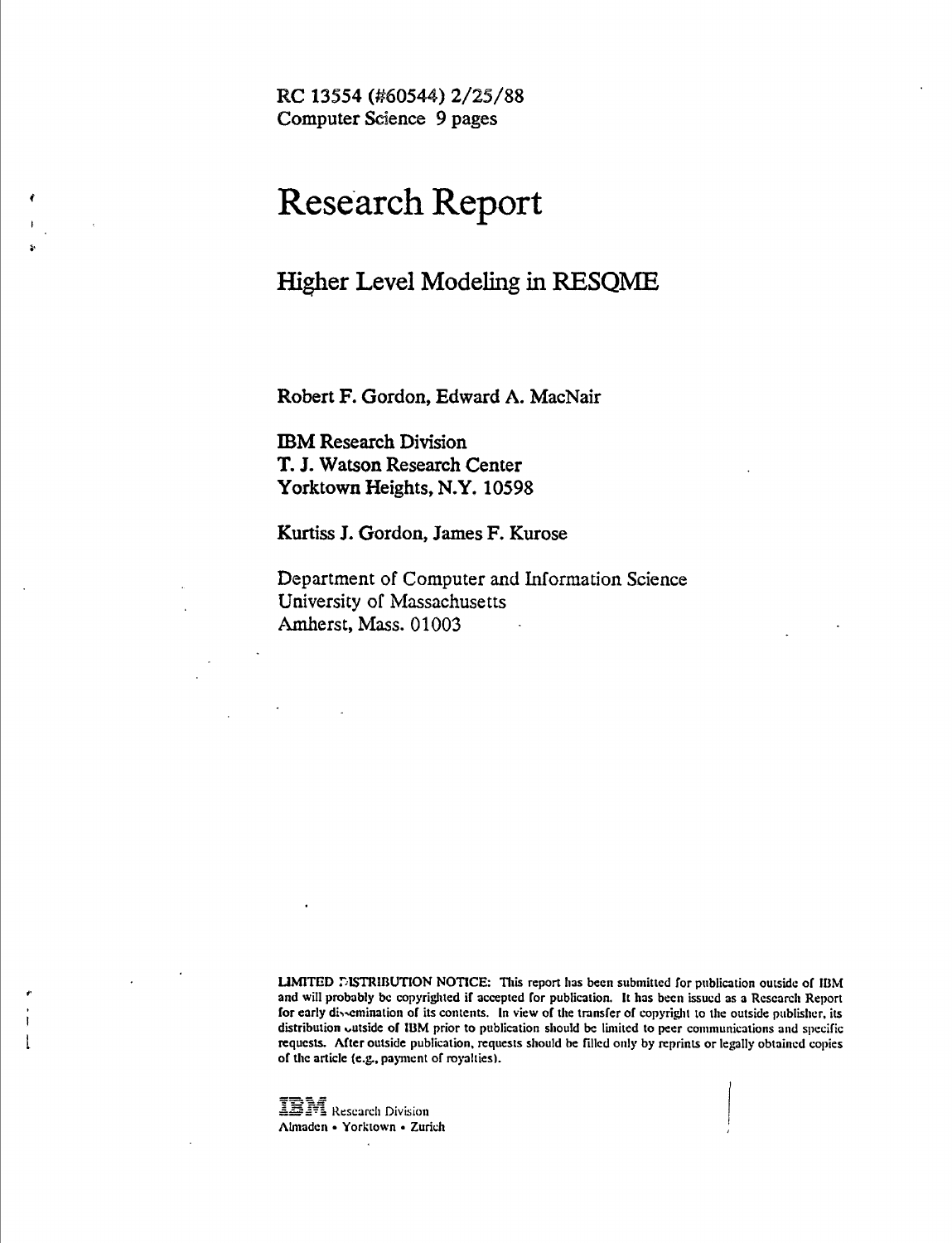RC 13554 (#60544) 2/25/88
Computer Science 9 pages

# Research Report

## Higher Level Modeling in RESQME

Robert F. Gordon, Edward A. MacNair

IBM Research Division
T. J. Watson Research Center
Yorktown Heights, N.Y. 10598

Kurtiss J. Gordon, James F. Kurose

Department of Computer and Information Science
University of Massachusetts
Amherst, Mass. 01003

LIMITED DISTRIBUTION NOTICE: This report has been submitted for publication outside of IBM and will probably be copyrighted if accepted for publication. It has been issued as a Research Report for early dissemination of its contents. In view of the transfer of copyright to the outside publisher, its distribution outside of IBM prior to publication should be limited to peer communications and specific requests. After outside publication, requests should be filled only by reprints or legally obtained copies of the article (e.g., payment of royalties).

IBM Research Division
Almaden • Yorktown • Zurich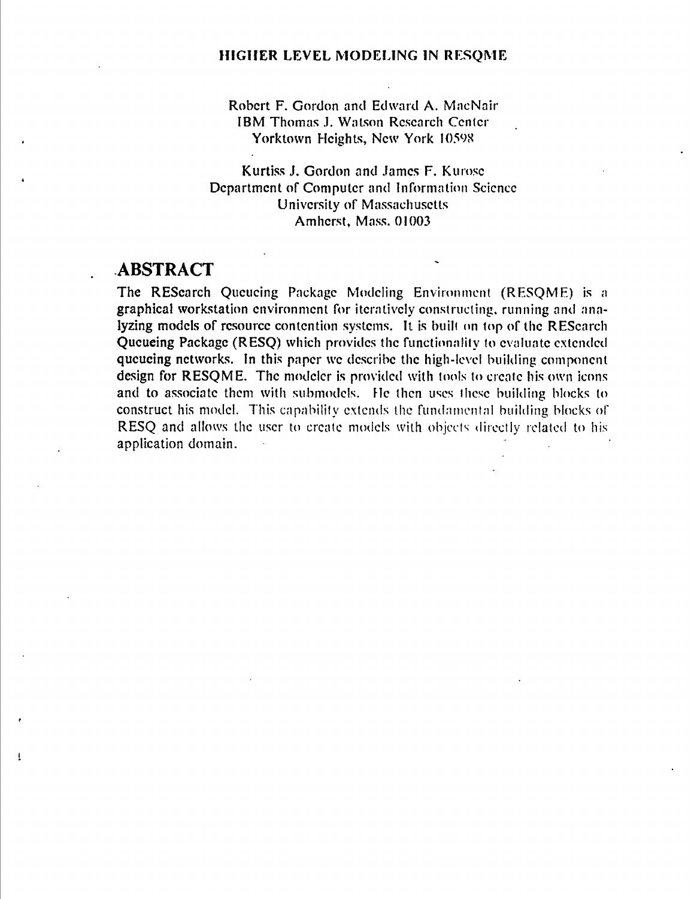# HIGHER LEVEL MODELING IN RESQME

Robert F. Gordon and Edward A. MacNair
IBM Thomas J. Watson Research Center
Yorktown Heights, New York 10598

Kurtiss J. Gordon and James F. Kurose
Department of Computer and Information Science
University of Massachusetts
Amherst, Mass. 01003

## ABSTRACT

The REScarch Queueing Package Modeling Environment (RESQME) is a graphical workstation environment for iteratively constructing, running and analyzing models of resource contention systems. It is built on top of the REScarch Queueing Package (RESQ) which provides the functionality to evaluate extended queueing networks. In this paper we describe the high-level building component design for RESQME. The modeler is provided with tools to create his own icons and to associate them with submodels. He then uses these building blocks to construct his model. This capability extends the fundamental building blocks of RESQ and allows the user to create models with objects directly related to his application domain.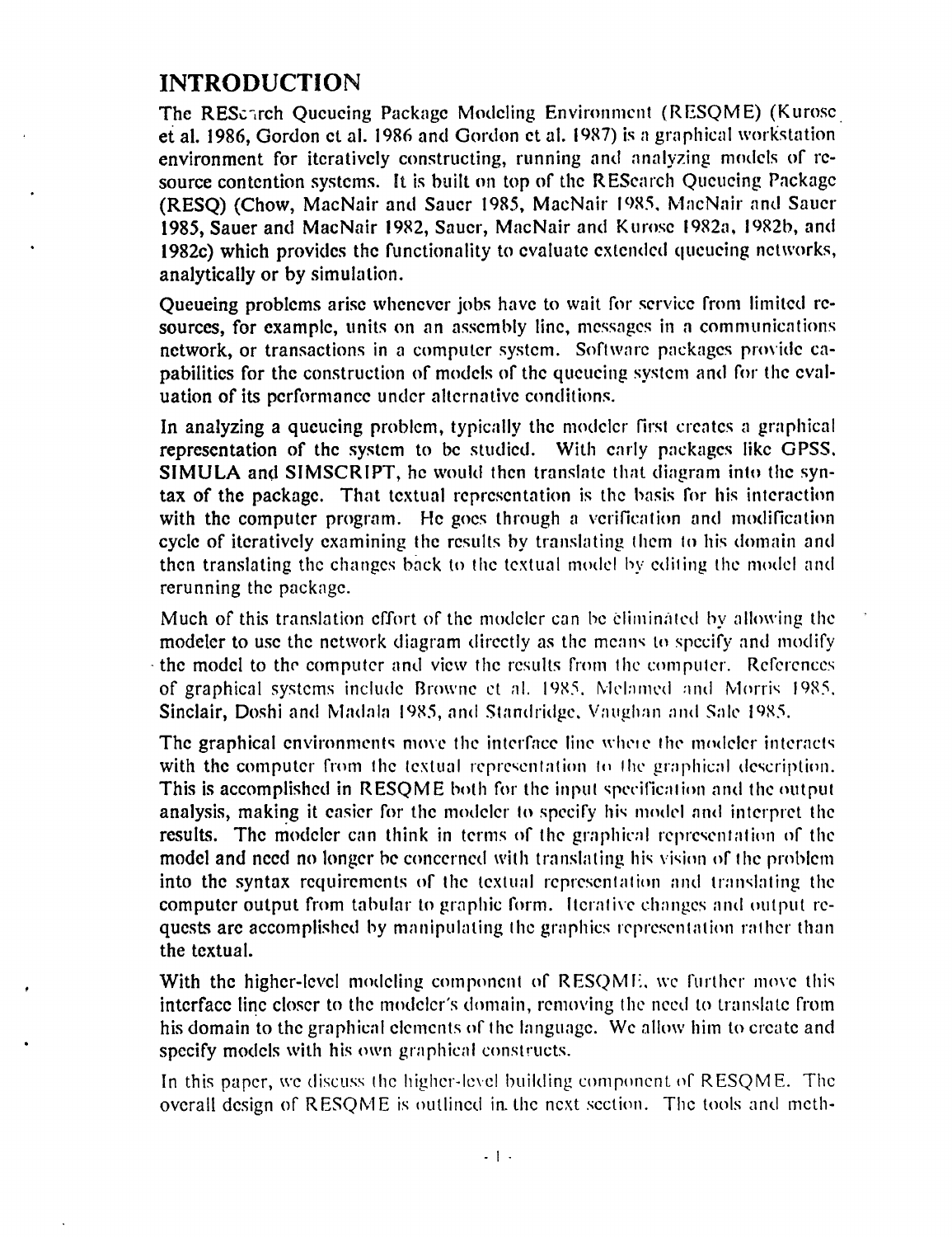# INTRODUCTION

The RESearch Queueing Package Modeling Environment (RESQME) (Kurose et al. 1986, Gordon et al. 1986 and Gordon et al. 1987) is a graphical workstation environment for iteratively constructing, running and analyzing models of resource contention systems. It is built on top of the RESearch Queueing Package (RESQ) (Chow, MacNair and Sauer 1985, MacNair 1985, MacNair and Sauer 1985, Sauer and MacNair 1982, Sauer, MacNair and Kurose 1982a, 1982b, and 1982c) which provides the functionality to evaluate extended queueing networks, analytically or by simulation.

Queueing problems arise whenever jobs have to wait for service from limited resources, for example, units on an assembly line, messages in a communications network, or transactions in a computer system. Software packages provide capabilities for the construction of models of the queueing system and for the evaluation of its performance under alternative conditions.

In analyzing a queueing problem, typically the modeler first creates a graphical representation of the system to be studied. With early packages like GPSS, SIMULA and SIMSCRIPT, he would then translate that diagram into the syntax of the package. That textual representation is the basis for his interaction with the computer program. He goes through a verification and modification cycle of iteratively examining the results by translating them to his domain and then translating the changes back to the textual model by editing the model and rerunning the package.

Much of this translation effort of the modeler can be eliminated by allowing the modeler to use the network diagram directly as the means to specify and modify the model to the computer and view the results from the computer. References of graphical systems include Browne et al. 1985, Melamed and Morris 1985, Sinclair, Doshi and Madala 1985, and Standridge, Vaughan and Sale 1985.

The graphical environments move the interface line where the modeler interacts with the computer from the textual representation to the graphical description. This is accomplished in RESQME both for the input specification and the output analysis, making it easier for the modeler to specify his model and interpret the results. The modeler can think in terms of the graphical representation of the model and need no longer be concerned with translating his vision of the problem into the syntax requirements of the textual representation and translating the computer output from tabular to graphic form. Iterative changes and output requests are accomplished by manipulating the graphics representation rather than the textual.

With the higher-level modeling component of RESQME, we further move this interface line closer to the modeler's domain, removing the need to translate from his domain to the graphical elements of the language. We allow him to create and specify models with his own graphical constructs.

In this paper, we discuss the higher-level building component of RESQME. The overall design of RESQME is outlined in the next section. The tools and meth-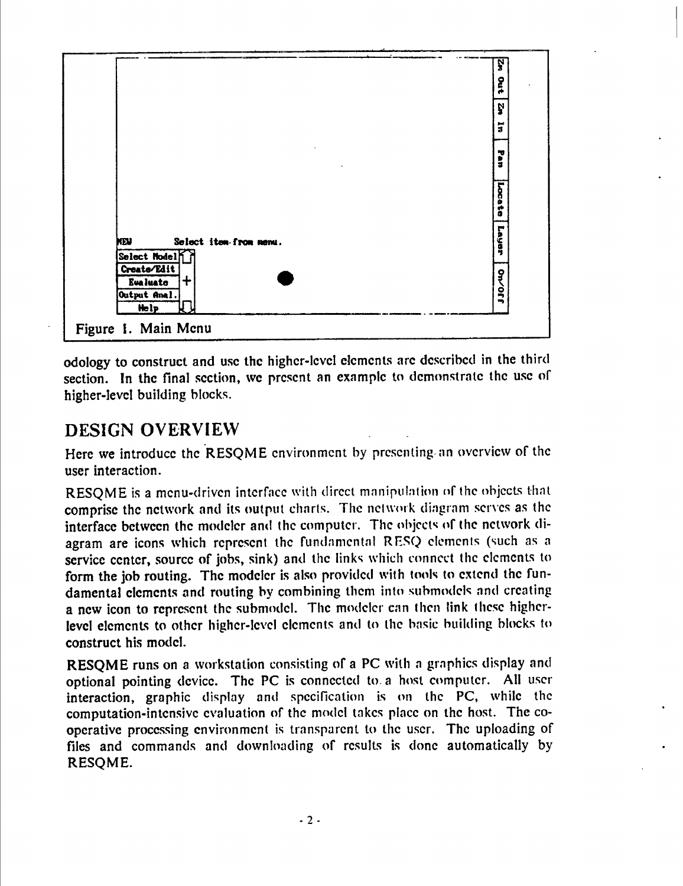NEW Select item from menu.

Select Model
Create/Edit
Evaluate
Output Anal.
Help

Zm Out | Zm In | Pan | Locate | Layer | On/Off

Figure 1. Main Menu

odology to construct and use the higher-level elements are described in the third section. In the final section, we present an example to demonstrate the use of higher-level building blocks.

## DESIGN OVERVIEW

Here we introduce the RESQME environment by presenting an overview of the user interaction.

RESQME is a menu-driven interface with direct manipulation of the objects that comprise the network and its output charts. The network diagram serves as the interface between the modeler and the computer. The objects of the network diagram are icons which represent the fundamental RESQ elements (such as a service center, source of jobs, sink) and the links which connect the elements to form the job routing. The modeler is also provided with tools to extend the fundamental elements and routing by combining them into submodels and creating a new icon to represent the submodel. The modeler can then link these higher-level elements to other higher-level elements and to the basic building blocks to construct his model.

RESQME runs on a workstation consisting of a PC with a graphics display and optional pointing device. The PC is connected to a host computer. All user interaction, graphic display and specification is on the PC, while the computation-intensive evaluation of the model takes place on the host. The co-operative processing environment is transparent to the user. The uploading of files and commands and downloading of results is done automatically by RESQME.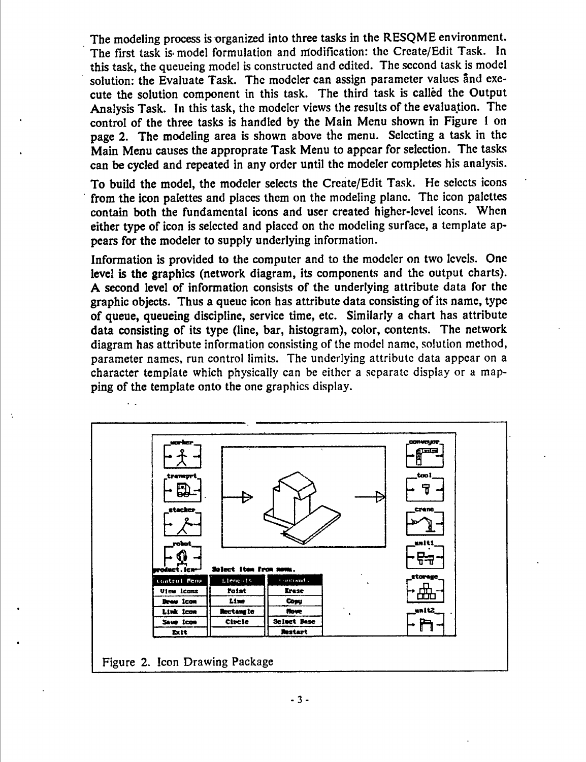The modeling process is organized into three tasks in the RESQME environment. The first task is model formulation and modification: the Create/Edit Task. In this task, the queueing model is constructed and edited. The second task is model solution: the Evaluate Task. The modeler can assign parameter values and execute the solution component in this task. The third task is called the Output Analysis Task. In this task, the modeler views the results of the evaluation. The control of the three tasks is handled by the Main Menu shown in Figure 1 on page 2. The modeling area is shown above the menu. Selecting a task in the Main Menu causes the approprate Task Menu to appear for selection. The tasks can be cycled and repeated in any order until the modeler completes his analysis.

To build the model, the modeler selects the Create/Edit Task. He selects icons from the icon palettes and places them on the modeling plane. The icon palettes contain both the fundamental icons and user created higher-level icons. When either type of icon is selected and placed on the modeling surface, a template appears for the modeler to supply underlying information.

Information is provided to the computer and to the modeler on two levels. One level is the graphics (network diagram, its components and the output charts). A second level of information consists of the underlying attribute data for the graphic objects. Thus a queue icon has attribute data consisting of its name, type of queue, queueing discipline, service time, etc. Similarly a chart has attribute data consisting of its type (line, bar, histogram), color, contents. The network diagram has attribute information consisting of the model name, solution method, parameter names, run control limits. The underlying attribute data appear on a character template which physically can be either a separate display or a mapping of the template onto the one graphics display.

Figure 2. Icon Drawing Package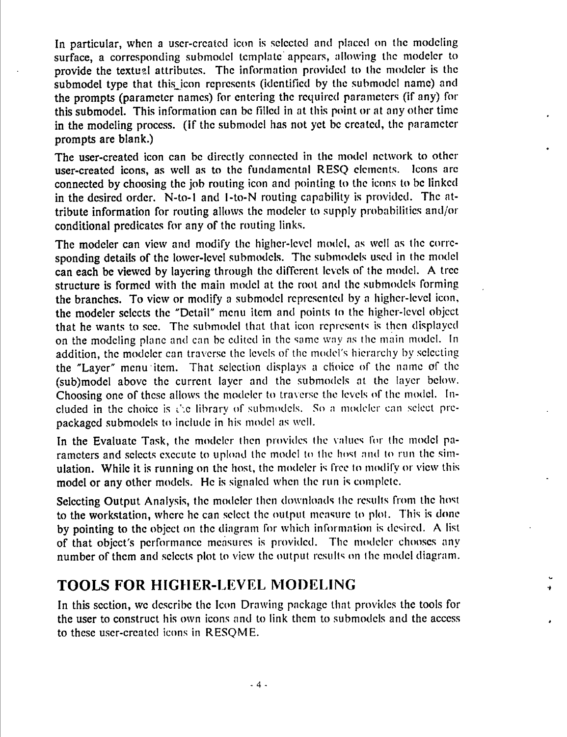In particular, when a user-created icon is selected and placed on the modeling surface, a corresponding submodel template appears, allowing the modeler to provide the textual attributes. The information provided to the modeler is the submodel type that this icon represents (identified by the submodel name) and the prompts (parameter names) for entering the required parameters (if any) for this submodel. This information can be filled in at this point or at any other time in the modeling process. (If the submodel has not yet be created, the parameter prompts are blank.)

The user-created icon can be directly connected in the model network to other user-created icons, as well as to the fundamental RESQ elements. Icons are connected by choosing the job routing icon and pointing to the icons to be linked in the desired order. N-to-1 and 1-to-N routing capability is provided. The attribute information for routing allows the modeler to supply probabilities and/or conditional predicates for any of the routing links.

The modeler can view and modify the higher-level model, as well as the corresponding details of the lower-level submodels. The submodels used in the model can each be viewed by layering through the different levels of the model. A tree structure is formed with the main model at the root and the submodels forming the branches. To view or modify a submodel represented by a higher-level icon, the modeler selects the "Detail" menu item and points to the higher-level object that he wants to see. The submodel that that icon represents is then displayed on the modeling plane and can be edited in the same way as the main model. In addition, the modeler can traverse the levels of the model's hierarchy by selecting the "Layer" menu item. That selection displays a choice of the name of the (sub)model above the current layer and the submodels at the layer below. Choosing one of these allows the modeler to traverse the levels of the model. Included in the choice is the library of submodels. So a modeler can select prepackaged submodels to include in his model as well.

In the Evaluate Task, the modeler then provides the values for the model parameters and selects execute to upload the model to the host and to run the simulation. While it is running on the host, the modeler is free to modify or view this model or any other models. He is signaled when the run is complete.

Selecting Output Analysis, the modeler then downloads the results from the host to the workstation, where he can select the output measure to plot. This is done by pointing to the object on the diagram for which information is desired. A list of that object's performance measures is provided. The modeler chooses any number of them and selects plot to view the output results on the model diagram.

## TOOLS FOR HIGHER-LEVEL MODELING

In this section, we describe the Icon Drawing package that provides the tools for the user to construct his own icons and to link them to submodels and the access to these user-created icons in RESQME.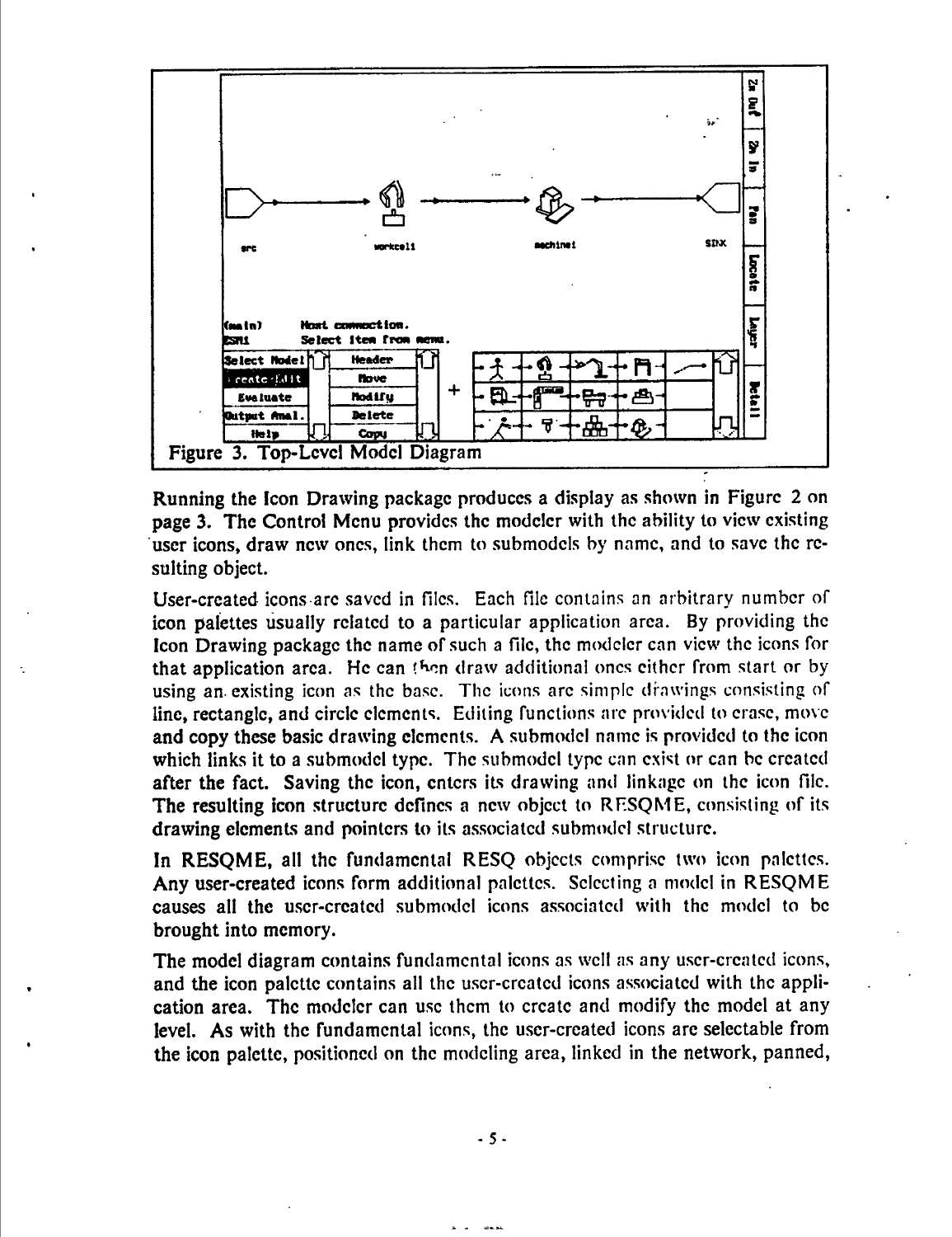Figure 3. Top-Level Model Diagram

Running the Icon Drawing package produces a display as shown in Figure 2 on page 3. The Control Menu provides the modeler with the ability to view existing user icons, draw new ones, link them to submodels by name, and to save the resulting object.

User-created icons are saved in files. Each file contains an arbitrary number of icon palettes usually related to a particular application area. By providing the Icon Drawing package the name of such a file, the modeler can view the icons for that application area. He can then draw additional ones either from start or by using an existing icon as the base. The icons are simple drawings consisting of line, rectangle, and circle elements. Editing functions are provided to erase, move and copy these basic drawing elements. A submodel name is provided to the icon which links it to a submodel type. The submodel type can exist or can be created after the fact. Saving the icon, enters its drawing and linkage on the icon file. The resulting icon structure defines a new object to RESQME, consisting of its drawing elements and pointers to its associated submodel structure.

In RESQME, all the fundamental RESQ objects comprise two icon palettes. Any user-created icons form additional palettes. Selecting a model in RESQME causes all the user-created submodel icons associated with the model to be brought into memory.

The model diagram contains fundamental icons as well as any user-created icons, and the icon palette contains all the user-created icons associated with the application area. The modeler can use them to create and modify the model at any level. As with the fundamental icons, the user-created icons are selectable from the icon palette, positioned on the modeling area, linked in the network, panned,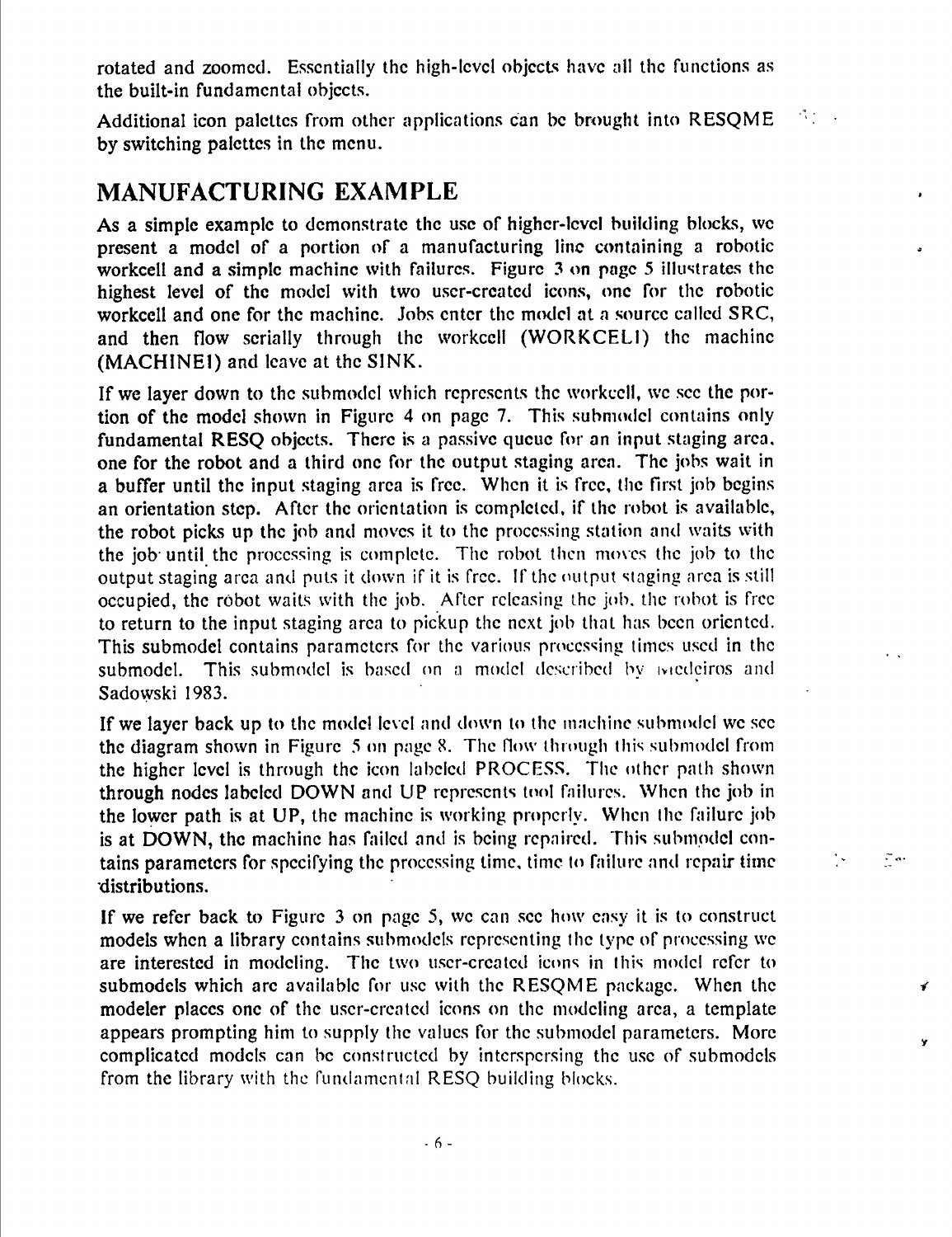rotated and zoomed. Essentially the high-level objects have all the functions as the built-in fundamental objects.

Additional icon palettes from other applications can be brought into RESQME by switching palettes in the menu.

## MANUFACTURING EXAMPLE

As a simple example to demonstrate the use of higher-level building blocks, we present a model of a portion of a manufacturing line containing a robotic workcell and a simple machine with failures. Figure 3 on page 5 illustrates the highest level of the model with two user-created icons, one for the robotic workcell and one for the machine. Jobs enter the model at a source called SRC, and then flow serially through the workcell (WORKCEL1) the machine (MACHINE1) and leave at the SINK.

If we layer down to the submodel which represents the workcell, we see the portion of the model shown in Figure 4 on page 7. This submodel contains only fundamental RESQ objects. There is a passive queue for an input staging area, one for the robot and a third one for the output staging area. The jobs wait in a buffer until the input staging area is free. When it is free, the first job begins an orientation step. After the orientation is completed, if the robot is available, the robot picks up the job and moves it to the processing station and waits with the job until the processing is complete. The robot then moves the job to the output staging area and puts it down if it is free. If the output staging area is still occupied, the robot waits with the job. After releasing the job, the robot is free to return to the input staging area to pickup the next job that has been oriented. This submodel contains parameters for the various processing times used in the submodel. This submodel is based on a model described by Medeiros and Sadowski 1983.

If we layer back up to the model level and down to the machine submodel we see the diagram shown in Figure 5 on page 8. The flow through this submodel from the higher level is through the icon labeled PROCESS. The other path shown through nodes labeled DOWN and UP represents tool failures. When the job in the lower path is at UP, the machine is working properly. When the failure job is at DOWN, the machine has failed and is being repaired. This submodel contains parameters for specifying the processing time, time to failure and repair time distributions.

If we refer back to Figure 3 on page 5, we can see how easy it is to construct models when a library contains submodels representing the type of processing we are interested in modeling. The two user-created icons in this model refer to submodels which are available for use with the RESQME package. When the modeler places one of the user-created icons on the modeling area, a template appears prompting him to supply the values for the submodel parameters. More complicated models can be constructed by interspersing the use of submodels from the library with the fundamental RESQ building blocks.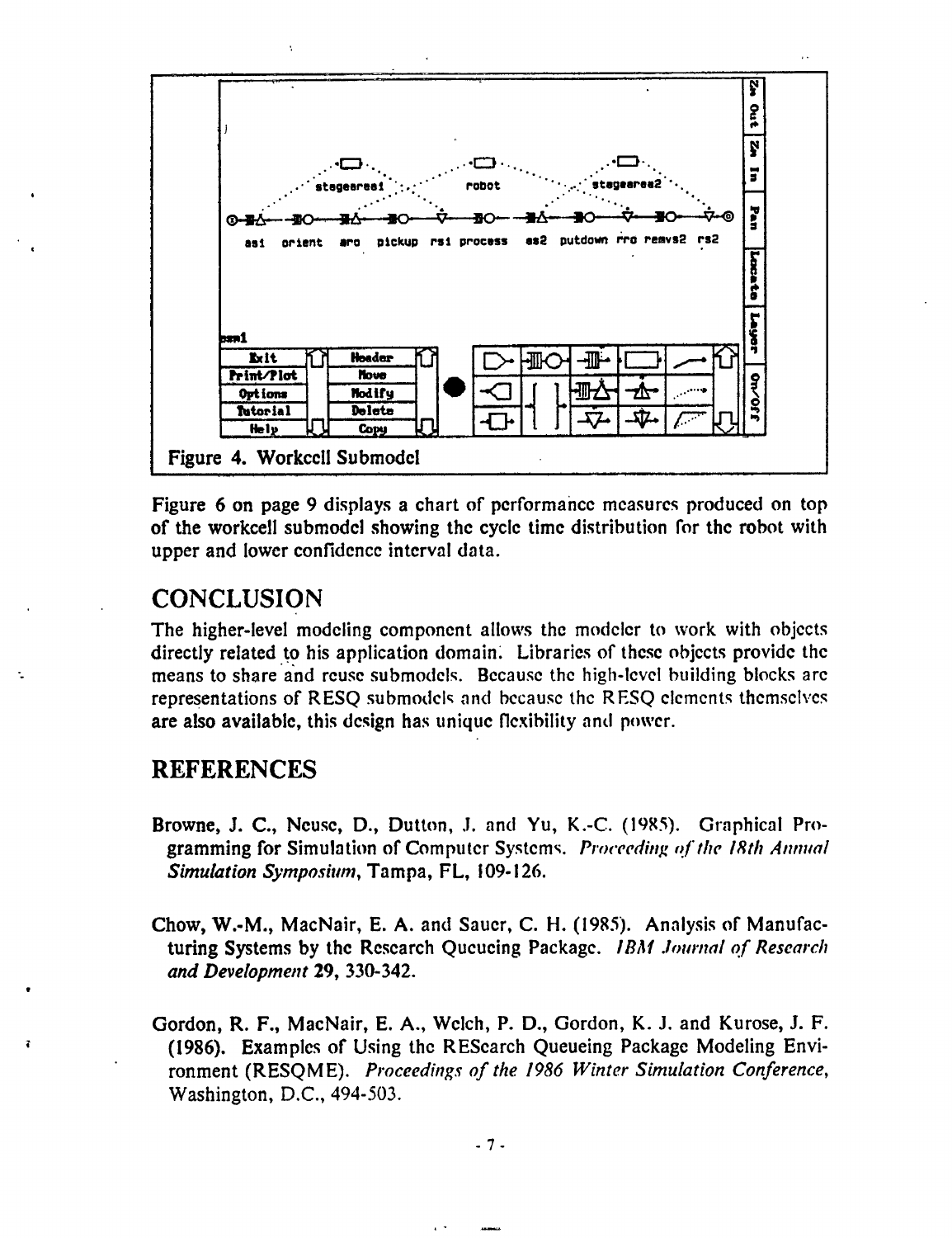Figure 4. Workcell Submodel

Figure 6 on page 9 displays a chart of performance measures produced on top of the workcell submodel showing the cycle time distribution for the robot with upper and lower confidence interval data.

## CONCLUSION

The higher-level modeling component allows the modeler to work with objects directly related to his application domain. Libraries of these objects provide the means to share and reuse submodels. Because the high-level building blocks are representations of RESQ submodels and because the RESQ elements themselves are also available, this design has unique flexibility and power.

## REFERENCES

Browne, J. C., Neuse, D., Dutton, J. and Yu, K.-C. (1985). Graphical Programming for Simulation of Computer Systems. *Proceeding of the 18th Annual Simulation Symposium*, Tampa, FL, 109-126.

Chow, W.-M., MacNair, E. A. and Sauer, C. H. (1985). Analysis of Manufacturing Systems by the Research Queueing Package. *IBM Journal of Research and Development* **29**, 330-342.

Gordon, R. F., MacNair, E. A., Welch, P. D., Gordon, K. J. and Kurose, J. F. (1986). Examples of Using the RESearch Queueing Package Modeling Environment (RESQME). *Proceedings of the 1986 Winter Simulation Conference*, Washington, D.C., 494-503.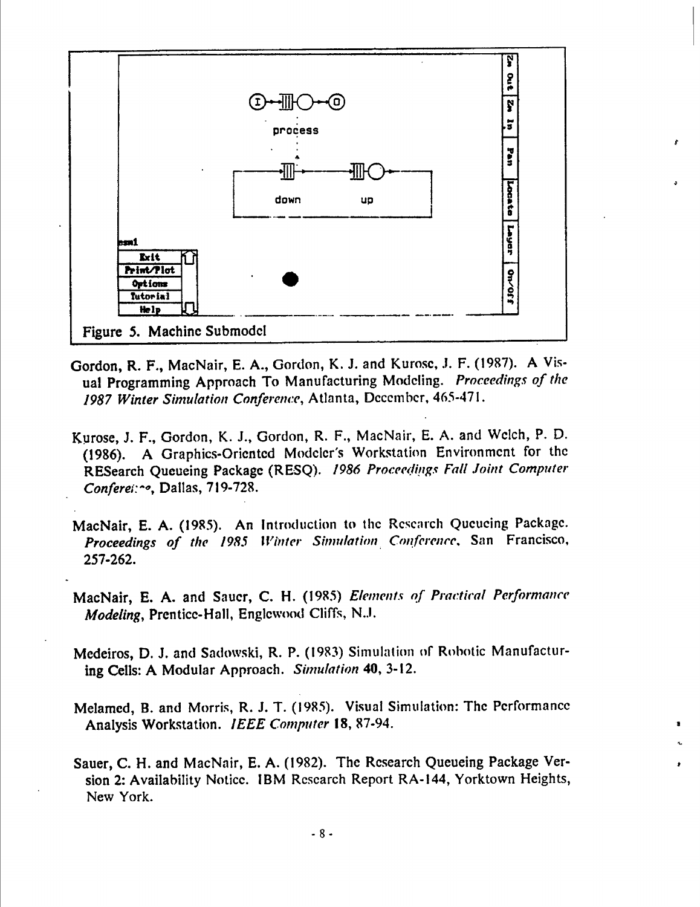Figure 5. Machine Submodel

Gordon, R. F., MacNair, E. A., Gordon, K. J. and Kurose, J. F. (1987). A Visual Programming Approach To Manufacturing Modeling. *Proceedings of the 1987 Winter Simulation Conference*, Atlanta, December, 465-471.

Kurose, J. F., Gordon, K. J., Gordon, R. F., MacNair, E. A. and Welch, P. D. (1986). A Graphics-Oriented Modeler's Workstation Environment for the RESearch Queueing Package (RESQ). *1986 Proceedings Fall Joint Computer Conference*, Dallas, 719-728.

MacNair, E. A. (1985). An Introduction to the Research Queueing Package. *Proceedings of the 1985 Winter Simulation Conference*, San Francisco, 257-262.

MacNair, E. A. and Sauer, C. H. (1985) *Elements of Practical Performance Modeling*, Prentice-Hall, Englewood Cliffs, N.J.

Medeiros, D. J. and Sadowski, R. P. (1983) Simulation of Robotic Manufacturing Cells: A Modular Approach. *Simulation* **40**, 3-12.

Melamed, B. and Morris, R. J. T. (1985). Visual Simulation: The Performance Analysis Workstation. *IEEE Computer* **18**, 87-94.

Sauer, C. H. and MacNair, E. A. (1982). The Research Queueing Package Version 2: Availability Notice. IBM Research Report RA-144, Yorktown Heights, New York.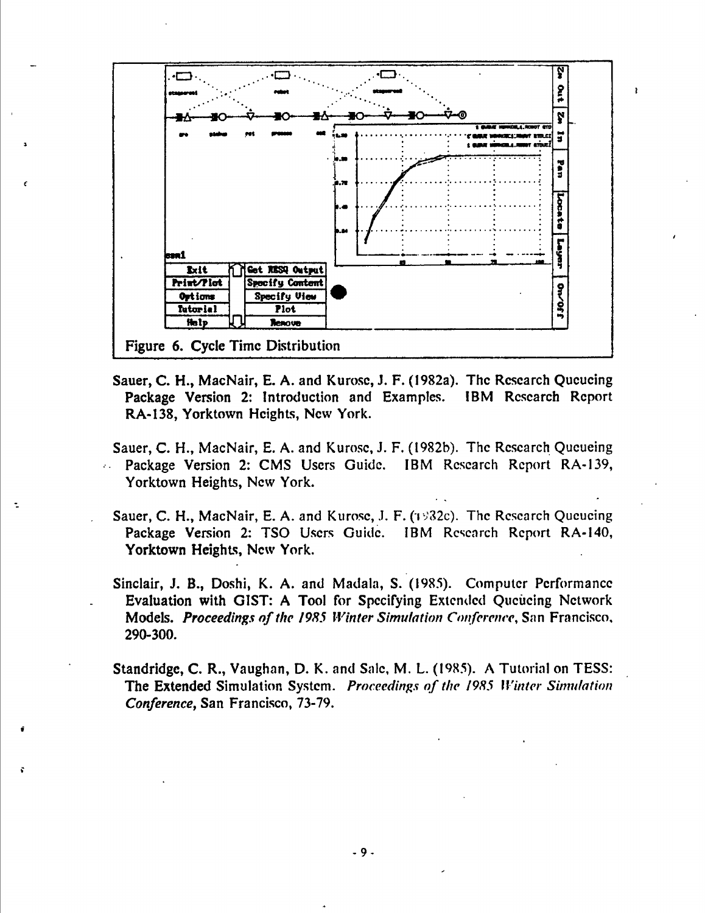Exit
Print/Plot
Options
Tutorial
Help
Get RESQ Output
Specify Content
Specify View
Plot
Remove

Zm Out
Zm In
Pan
Locate
Layer
On/Off

Figure 6. Cycle Time Distribution

Sauer, C. H., MacNair, E. A. and Kurose, J. F. (1982a). The Research Queueing Package Version 2: Introduction and Examples. IBM Research Report RA-138, Yorktown Heights, New York.

Sauer, C. H., MacNair, E. A. and Kurose, J. F. (1982b). The Research Queueing Package Version 2: CMS Users Guide. IBM Research Report RA-139, Yorktown Heights, New York.

Sauer, C. H., MacNair, E. A. and Kurose, J. F. (1982c). The Research Queueing Package Version 2: TSO Users Guide. IBM Research Report RA-140, Yorktown Heights, New York.

Sinclair, J. B., Doshi, K. A. and Madala, S. (1985). Computer Performance Evaluation with GIST: A Tool for Specifying Extended Queueing Network Models. *Proceedings of the 1985 Winter Simulation Conference*, San Francisco, 290-300.

Standridge, C. R., Vaughan, D. K. and Sale, M. L. (1985). A Tutorial on TESS: The Extended Simulation System. *Proceedings of the 1985 Winter Simulation Conference*, San Francisco, 73-79.